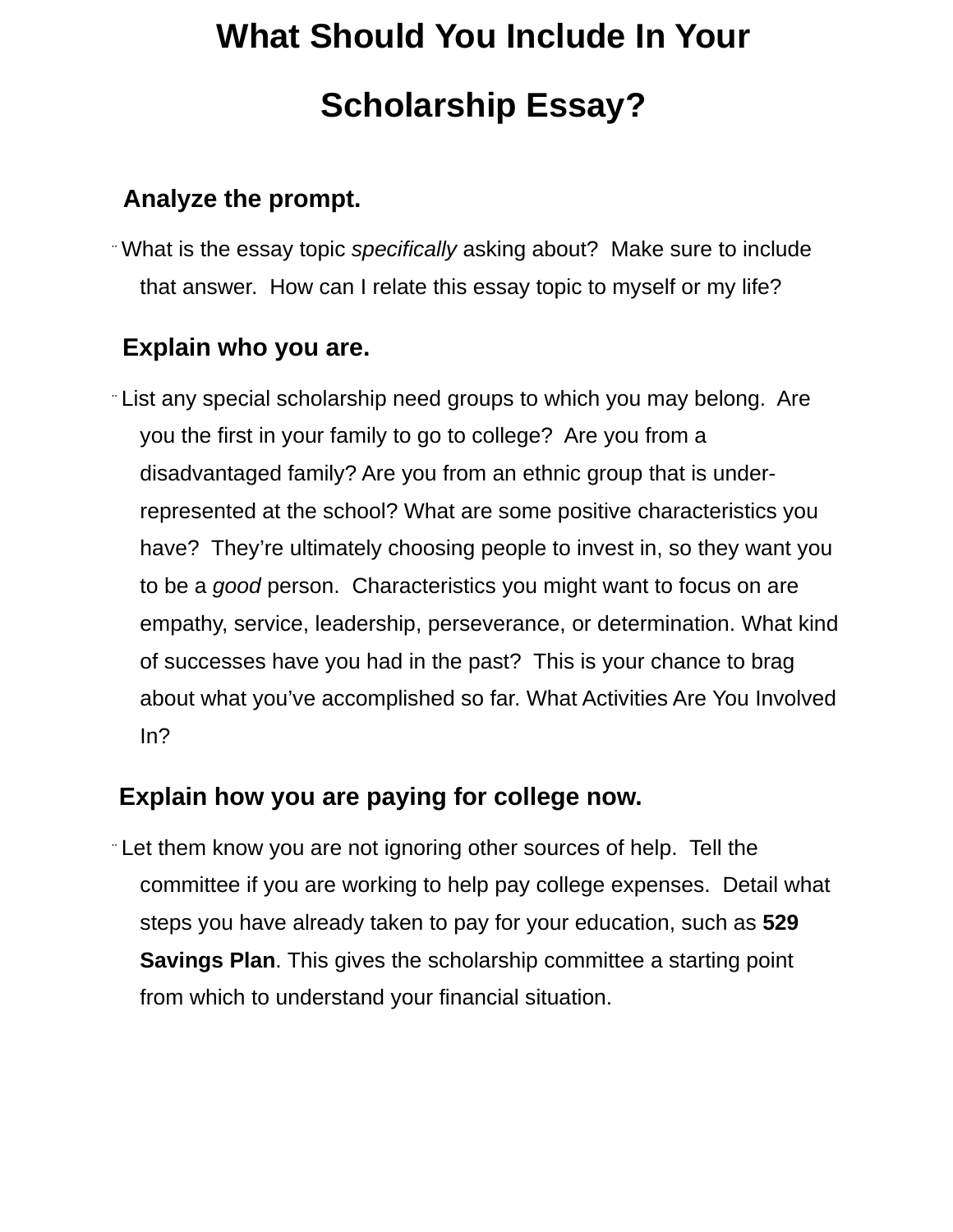# What Should You Include In Your Scholarship Essay?

## Analyze the prompt.

- What is the essay topic *specifically* asking about? Make sure to include that answer. How can I relate this essay topic to myself or my life?

## Explain who you are.

- List any special scholarship need groups to which you may belong. Are you the first in your family to go to college? Are you from a disadvantaged family? Are you from an ethnic group that is under-represented at the school? What are some positive characteristics you have? They're ultimately choosing people to invest in, so they want you to be a *good* person. Characteristics you might want to focus on are empathy, service, leadership, perseverance, or determination. What kind of successes have you had in the past? This is your chance to brag about what you've accomplished so far. What Activities Are You Involved In?

## Explain how you are paying for college now.

- Let them know you are not ignoring other sources of help. Tell the committee if you are working to help pay college expenses. Detail what steps you have already taken to pay for your education, such as **529 Savings Plan**. This gives the scholarship committee a starting point from which to understand your financial situation.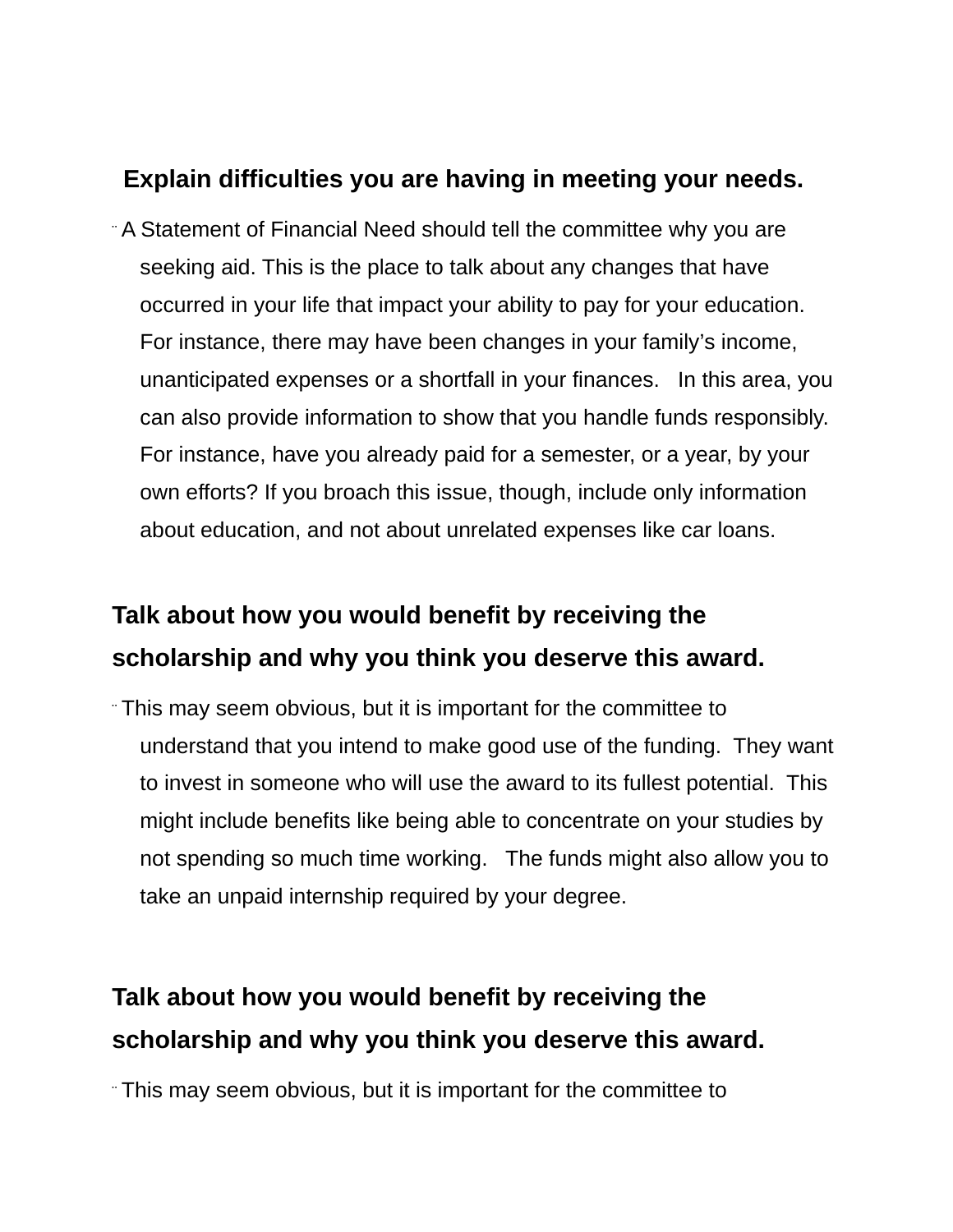### Explain difficulties you are having in meeting your needs.

- A Statement of Financial Need should tell the committee why you are seeking aid. This is the place to talk about any changes that have occurred in your life that impact your ability to pay for your education. For instance, there may have been changes in your family's income, unanticipated expenses or a shortfall in your finances. In this area, you can also provide information to show that you handle funds responsibly. For instance, have you already paid for a semester, or a year, by your own efforts? If you broach this issue, though, include only information about education, and not about unrelated expenses like car loans.

### Talk about how you would benefit by receiving the scholarship and why you think you deserve this award.

- This may seem obvious, but it is important for the committee to understand that you intend to make good use of the funding. They want to invest in someone who will use the award to its fullest potential. This might include benefits like being able to concentrate on your studies by not spending so much time working. The funds might also allow you to take an unpaid internship required by your degree.

### Talk about how you would benefit by receiving the scholarship and why you think you deserve this award.

- This may seem obvious, but it is important for the committee to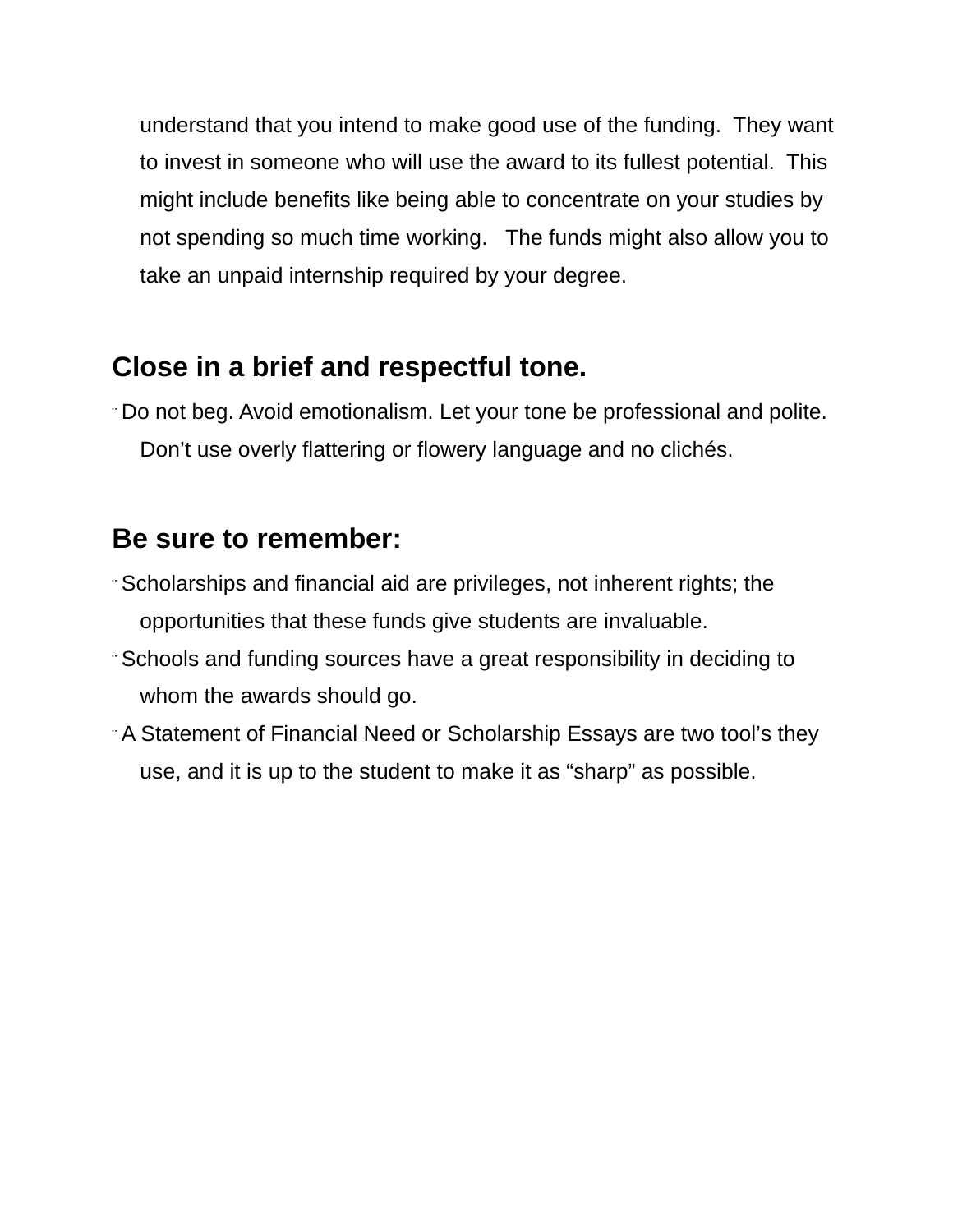understand that you intend to make good use of the funding. They want to invest in someone who will use the award to its fullest potential. This might include benefits like being able to concentrate on your studies by not spending so much time working. The funds might also allow you to take an unpaid internship required by your degree.

## Close in a brief and respectful tone.

- Do not beg. Avoid emotionalism. Let your tone be professional and polite. Don't use overly flattering or flowery language and no clichés.

## Be sure to remember:

- Scholarships and financial aid are privileges, not inherent rights; the opportunities that these funds give students are invaluable.
- Schools and funding sources have a great responsibility in deciding to whom the awards should go.
- A Statement of Financial Need or Scholarship Essays are two tool's they use, and it is up to the student to make it as "sharp" as possible.